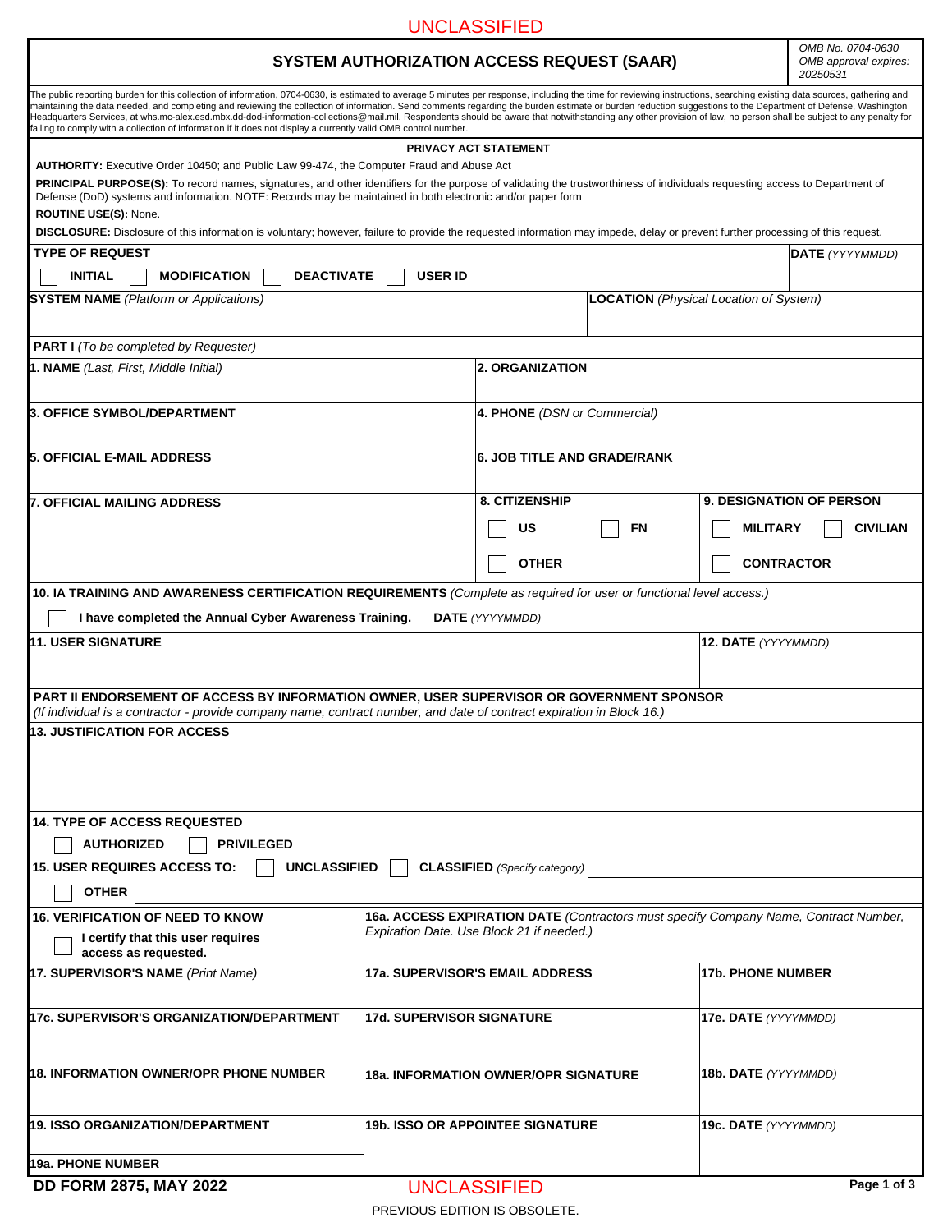UNCLASSIFIED

# SYSTEM AUTHORIZATION ACCESS REQUEST (SAAR)

*OMB No. 0704-0630*
*OMB approval expires: 20250531*

The public reporting burden for this collection of information, 0704-0630, is estimated to average 5 minutes per response, including the time for reviewing instructions, searching existing data sources, gathering and maintaining the data needed, and completing and reviewing the collection of information. Send comments regarding the burden estimate or burden reduction suggestions to the Department of Defense, Washington Headquarters Services, at whs.mc-alex.esd.mbx.dd-dod-information-collections@mail.mil. Respondents should be aware that notwithstanding any other provision of law, no person shall be subject to any penalty for failing to comply with a collection of information if it does not display a currently valid OMB control number.

## PRIVACY ACT STATEMENT

**AUTHORITY:** Executive Order 10450; and Public Law 99-474, the Computer Fraud and Abuse Act

**PRINCIPAL PURPOSE(S):** To record names, signatures, and other identifiers for the purpose of validating the trustworthiness of individuals requesting access to Department of Defense (DoD) systems and information. NOTE: Records may be maintained in both electronic and/or paper form

**ROUTINE USE(S):** None.

**DISCLOSURE:** Disclosure of this information is voluntary; however, failure to provide the requested information may impede, delay or prevent further processing of this request.

**TYPE OF REQUEST**

☐ **INITIAL** ☐ **MODIFICATION** ☐ **DEACTIVATE** ☐ **USER ID** ____________________

**DATE** *(YYYYMMDD)*

**SYSTEM NAME** *(Platform or Applications)*

**LOCATION** *(Physical Location of System)*

## PART I *(To be completed by Requester)*

| | |
|---|---|
| **1. NAME** *(Last, First, Middle Initial)* | **2. ORGANIZATION** |
| **3. OFFICE SYMBOL/DEPARTMENT** | **4. PHONE** *(DSN or Commercial)* |
| **5. OFFICIAL E-MAIL ADDRESS** | **6. JOB TITLE AND GRADE/RANK** |

**7. OFFICIAL MAILING ADDRESS**

**8. CITIZENSHIP**
☐ **US** ☐ **FN** ☐ **OTHER**

**9. DESIGNATION OF PERSON**
☐ **MILITARY** ☐ **CIVILIAN** ☐ **CONTRACTOR**

**10. IA TRAINING AND AWARENESS CERTIFICATION REQUIREMENTS** *(Complete as required for user or functional level access.)*

☐ **I have completed the Annual Cyber Awareness Training.** **DATE** *(YYYYMMDD)*

| | |
|---|---|
| **11. USER SIGNATURE** | **12. DATE** *(YYYYMMDD)* |

## PART II ENDORSEMENT OF ACCESS BY INFORMATION OWNER, USER SUPERVISOR OR GOVERNMENT SPONSOR

*(If individual is a contractor - provide company name, contract number, and date of contract expiration in Block 16.)*

**13. JUSTIFICATION FOR ACCESS**

**14. TYPE OF ACCESS REQUESTED**

☐ **AUTHORIZED** ☐ **PRIVILEGED**

**15. USER REQUIRES ACCESS TO:** ☐ **UNCLASSIFIED** ☐ **CLASSIFIED** *(Specify category)* ____________________

☐ **OTHER**

**16. VERIFICATION OF NEED TO KNOW**
☐ I certify that this user requires access as requested.

**16a. ACCESS EXPIRATION DATE** *(Contractors must specify Company Name, Contract Number, Expiration Date. Use Block 21 if needed.)*

| | | |
|---|---|---|
| **17. SUPERVISOR'S NAME** *(Print Name)* | **17a. SUPERVISOR'S EMAIL ADDRESS** | **17b. PHONE NUMBER** |
| **17c. SUPERVISOR'S ORGANIZATION/DEPARTMENT** | **17d. SUPERVISOR SIGNATURE** | **17e. DATE** *(YYYYMMDD)* |
| **18. INFORMATION OWNER/OPR PHONE NUMBER** | **18a. INFORMATION OWNER/OPR SIGNATURE** | **18b. DATE** *(YYYYMMDD)* |
| **19. ISSO ORGANIZATION/DEPARTMENT** | **19b. ISSO OR APPOINTEE SIGNATURE** | **19c. DATE** *(YYYYMMDD)* |
| **19a. PHONE NUMBER** | | |

**DD FORM 2875, MAY 2022**

UNCLASSIFIED

PREVIOUS EDITION IS OBSOLETE.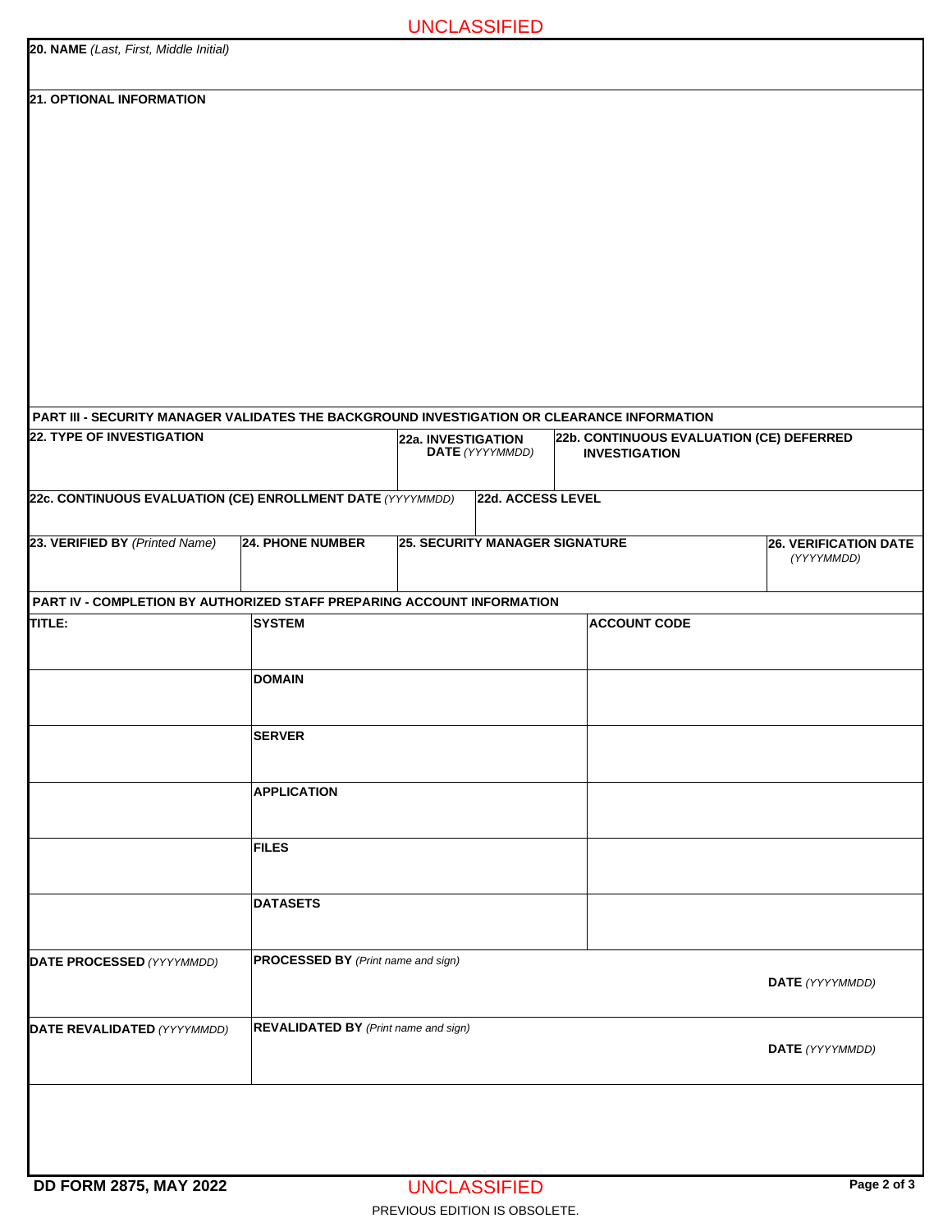UNCLASSIFIED

**20. NAME** *(Last, First, Middle Initial)*

**21. OPTIONAL INFORMATION**

**PART III - SECURITY MANAGER VALIDATES THE BACKGROUND INVESTIGATION OR CLEARANCE INFORMATION**

| 22. TYPE OF INVESTIGATION | 22a. INVESTIGATION DATE *(YYYYMMDD)* | 22b. CONTINUOUS EVALUATION (CE) DEFERRED INVESTIGATION |
|---|---|---|
| | | |

| 22c. CONTINUOUS EVALUATION (CE) ENROLLMENT DATE *(YYYYMMDD)* | 22d. ACCESS LEVEL |
|---|---|
| | |

| 23. VERIFIED BY *(Printed Name)* | 24. PHONE NUMBER | 25. SECURITY MANAGER SIGNATURE | 26. VERIFICATION DATE *(YYYYMMDD)* |
|---|---|---|---|
| | | | |

**PART IV - COMPLETION BY AUTHORIZED STAFF PREPARING ACCOUNT INFORMATION**

| TITLE: | SYSTEM | ACCOUNT CODE |
|---|---|---|
| | DOMAIN | |
| | SERVER | |
| | APPLICATION | |
| | FILES | |
| | DATASETS | |

| DATE PROCESSED *(YYYYMMDD)* | PROCESSED BY *(Print name and sign)* | DATE *(YYYYMMDD)* |
|---|---|---|
| | | |

| DATE REVALIDATED *(YYYYMMDD)* | REVALIDATED BY *(Print name and sign)* | DATE *(YYYYMMDD)* |
|---|---|---|
| | | |

DD FORM 2875, MAY 2022

UNCLASSIFIED

PREVIOUS EDITION IS OBSOLETE.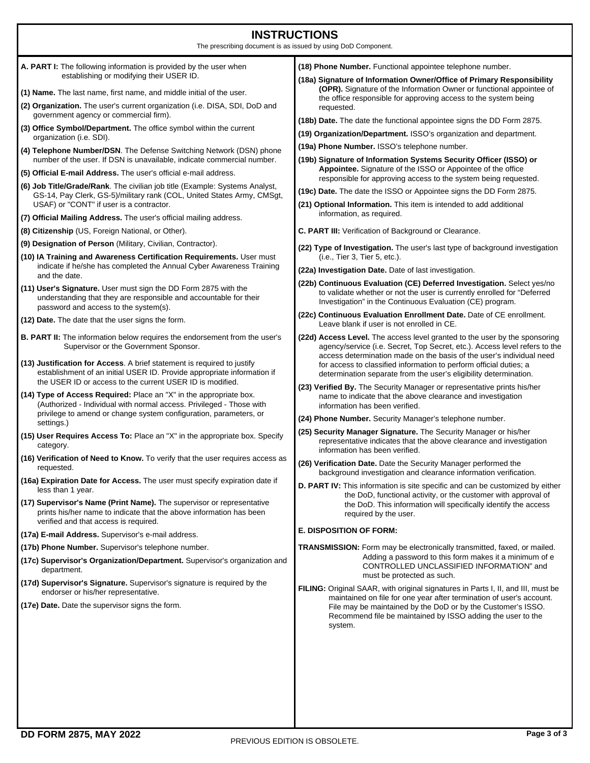# INSTRUCTIONS

The prescribing document is as issued by using DoD Component.

**A. PART I:** The following information is provided by the user when establishing or modifying their USER ID.

**(1) Name.** The last name, first name, and middle initial of the user.

**(2) Organization.** The user's current organization (i.e. DISA, SDI, DoD and government agency or commercial firm).

**(3) Office Symbol/Department.** The office symbol within the current organization (i.e. SDI).

**(4) Telephone Number/DSN**. The Defense Switching Network (DSN) phone number of the user. If DSN is unavailable, indicate commercial number.

**(5) Official E-mail Address.** The user's official e-mail address.

**(6) Job Title/Grade/Rank**. The civilian job title (Example: Systems Analyst, GS-14, Pay Clerk, GS-5)/military rank (COL, United States Army, CMSgt, USAF) or "CONT" if user is a contractor.

**(7) Official Mailing Address.** The user's official mailing address.

**(8) Citizenship** (US, Foreign National, or Other).

**(9) Designation of Person** (Military, Civilian, Contractor).

**(10) IA Training and Awareness Certification Requirements.** User must indicate if he/she has completed the Annual Cyber Awareness Training and the date.

**(11) User's Signature.** User must sign the DD Form 2875 with the understanding that they are responsible and accountable for their password and access to the system(s).

**(12) Date.** The date that the user signs the form.

**B. PART II:** The information below requires the endorsement from the user's Supervisor or the Government Sponsor.

**(13) Justification for Access**. A brief statement is required to justify establishment of an initial USER ID. Provide appropriate information if the USER ID or access to the current USER ID is modified.

**(14) Type of Access Required:** Place an "X" in the appropriate box. (Authorized - Individual with normal access. Privileged - Those with privilege to amend or change system configuration, parameters, or settings.)

**(15) User Requires Access To:** Place an "X" in the appropriate box. Specify category.

**(16) Verification of Need to Know.** To verify that the user requires access as requested.

**(16a) Expiration Date for Access.** The user must specify expiration date if less than 1 year.

**(17) Supervisor's Name (Print Name).** The supervisor or representative prints his/her name to indicate that the above information has been verified and that access is required.

**(17a) E-mail Address.** Supervisor's e-mail address.

**(17b) Phone Number.** Supervisor's telephone number.

**(17c) Supervisor's Organization/Department.** Supervisor's organization and department.

**(17d) Supervisor's Signature.** Supervisor's signature is required by the endorser or his/her representative.

**(17e) Date.** Date the supervisor signs the form.

**(18) Phone Number.** Functional appointee telephone number.

**(18a) Signature of Information Owner/Office of Primary Responsibility (OPR).** Signature of the Information Owner or functional appointee of the office responsible for approving access to the system being requested.

**(18b) Date.** The date the functional appointee signs the DD Form 2875.

**(19) Organization/Department.** ISSO's organization and department.

**(19a) Phone Number.** ISSO's telephone number.

**(19b) Signature of Information Systems Security Officer (ISSO) or Appointee.** Signature of the ISSO or Appointee of the office responsible for approving access to the system being requested.

**(19c) Date.** The date the ISSO or Appointee signs the DD Form 2875.

**(21) Optional Information.** This item is intended to add additional information, as required.

**C. PART III:** Verification of Background or Clearance.

**(22) Type of Investigation.** The user's last type of background investigation (i.e., Tier 3, Tier 5, etc.).

**(22a) Investigation Date.** Date of last investigation.

**(22b) Continuous Evaluation (CE) Deferred Investigation.** Select yes/no to validate whether or not the user is currently enrolled for "Deferred Investigation" in the Continuous Evaluation (CE) program.

**(22c) Continuous Evaluation Enrollment Date.** Date of CE enrollment. Leave blank if user is not enrolled in CE.

**(22d) Access Level.** The access level granted to the user by the sponsoring agency/service (i.e. Secret, Top Secret, etc.). Access level refers to the access determination made on the basis of the user's individual need for access to classified information to perform official duties; a determination separate from the user's eligibility determination.

**(23) Verified By.** The Security Manager or representative prints his/her name to indicate that the above clearance and investigation information has been verified.

**(24) Phone Number.** Security Manager's telephone number.

**(25) Security Manager Signature.** The Security Manager or his/her representative indicates that the above clearance and investigation information has been verified.

**(26) Verification Date.** Date the Security Manager performed the background investigation and clearance information verification.

**D. PART IV:** This information is site specific and can be customized by either the DoD, functional activity, or the customer with approval of the DoD. This information will specifically identify the access required by the user.

**E. DISPOSITION OF FORM:**

**TRANSMISSION:** Form may be electronically transmitted, faxed, or mailed. Adding a password to this form makes it a minimum of e CONTROLLED UNCLASSIFIED INFORMATION" and must be protected as such.

**FILING:** Original SAAR, with original signatures in Parts I, II, and III, must be maintained on file for one year after termination of user's account. File may be maintained by the DoD or by the Customer's ISSO. Recommend file be maintained by ISSO adding the user to the system.

DD FORM 2875, MAY 2022

PREVIOUS EDITION IS OBSOLETE.